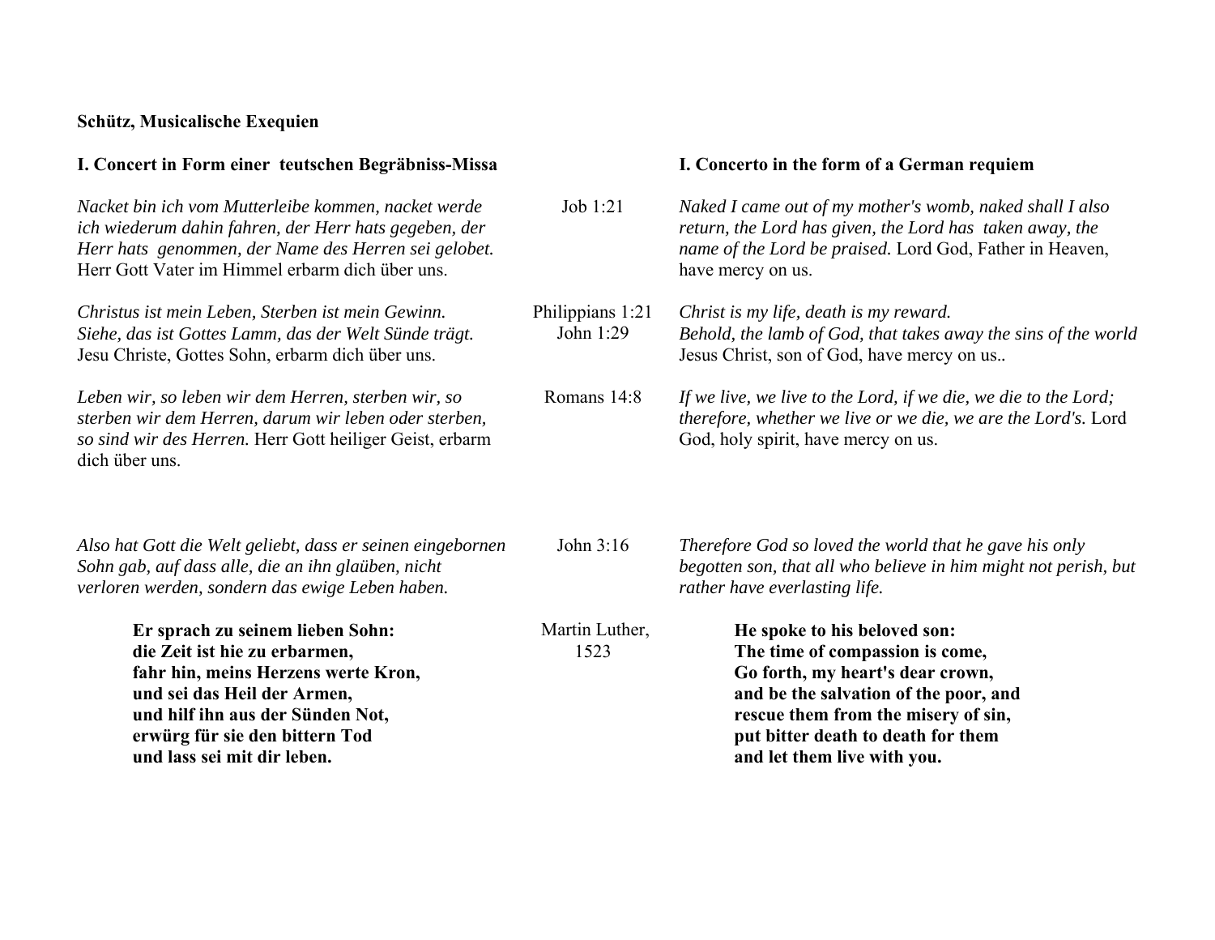**Schütz, Musicalische Exequien**

| **I. Concert in Form einer teutschen Begräbniss-Missa** | | **I. Concerto in the form of a German requiem** |
|---|---|---|
| *Nacket bin ich vom Mutterleibe kommen, nacket werde ich wiederum dahin fahren, der Herr hats gegeben, der Herr hats genommen, der Name des Herren sei gelobet.* Herr Gott Vater im Himmel erbarm dich über uns. | Job 1:21 | *Naked I came out of my mother's womb, naked shall I also return, the Lord has given, the Lord has taken away, the name of the Lord be praised.* Lord God, Father in Heaven, have mercy on us. |
| *Christus ist mein Leben, Sterben ist mein Gewinn.* *Siehe, das ist Gottes Lamm, das der Welt Sünde trägt.* Jesu Christe, Gottes Sohn, erbarm dich über uns. | Philippians 1:21 John 1:29 | *Christ is my life, death is my reward.* *Behold, the lamb of God, that takes away the sins of the world* Jesus Christ, son of God, have mercy on us.. |
| *Leben wir, so leben wir dem Herren, sterben wir, so sterben wir dem Herren, darum wir leben oder sterben, so sind wir des Herren.* Herr Gott heiliger Geist, erbarm dich über uns. | Romans 14:8 | *If we live, we live to the Lord, if we die, we die to the Lord; therefore, whether we live or we die, we are the Lord's.* Lord God, holy spirit, have mercy on us. |
| *Also hat Gott die Welt geliebt, dass er seinen eingebornen Sohn gab, auf dass alle, die an ihn glaüben, nicht verloren werden, sondern das ewige Leben haben.* | John 3:16 | *Therefore God so loved the world that he gave his only begotten son, that all who believe in him might not perish, but rather have everlasting life.* |
| **Er sprach zu seinem lieben Sohn:** **die Zeit ist hie zu erbarmen,** **fahr hin, meins Herzens werte Kron,** **und sei das Heil der Armen,** **und hilf ihn aus der Sünden Not,** **erwürg für sie den bittern Tod** **und lass sei mit dir leben.** | Martin Luther, 1523 | **He spoke to his beloved son:** **The time of compassion is come,** **Go forth, my heart's dear crown,** **and be the salvation of the poor, and** **rescue them from the misery of sin,** **put bitter death to death for them** **and let them live with you.** |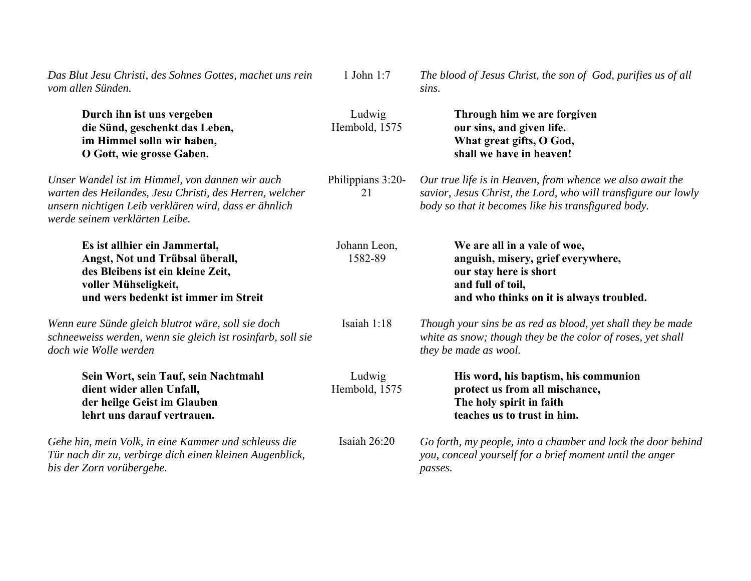| German | Source | English |
|---|---|---|
| *Das Blut Jesu Christi, des Sohnes Gottes, machet uns rein vom allen Sünden.* | 1 John 1:7 | *The blood of Jesus Christ, the son of God, purifies us of all sins.* |
| **Durch ihn ist uns vergeben<br>die Sünd, geschenkt das Leben,<br>im Himmel solln wir haben,<br>O Gott, wie grosse Gaben.** | Ludwig Hembold, 1575 | **Through him we are forgiven<br>our sins, and given life.<br>What great gifts, O God,<br>shall we have in heaven!** |
| *Unser Wandel ist im Himmel, von dannen wir auch warten des Heilandes, Jesu Christi, des Herren, welcher unsern nichtigen Leib verklären wird, dass er ähnlich werde seinem verklärten Leibe.* | Philippians 3:20-21 | *Our true life is in Heaven, from whence we also await the savior, Jesus Christ, the Lord, who will transfigure our lowly body so that it becomes like his transfigured body.* |
| **Es ist allhier ein Jammertal,<br>Angst, Not und Trübsal überall,<br>des Bleibens ist ein kleine Zeit,<br>voller Mühseligkeit,<br>und wers bedenkt ist immer im Streit** | Johann Leon, 1582-89 | **We are all in a vale of woe,<br>anguish, misery, grief everywhere,<br>our stay here is short<br>and full of toil,<br>and who thinks on it is always troubled.** |
| *Wenn eure Sünde gleich blutrot wäre, soll sie doch schneeweiss werden, wenn sie gleich ist rosinfarb, soll sie doch wie Wolle werden* | Isaiah 1:18 | *Though your sins be as red as blood, yet shall they be made white as snow; though they be the color of roses, yet shall they be made as wool.* |
| **Sein Wort, sein Tauf, sein Nachtmahl<br>dient wider allen Unfall,<br>der heilge Geist im Glauben<br>lehrt uns darauf vertrauen.** | Ludwig Hembold, 1575 | **His word, his baptism, his communion<br>protect us from all mischance,<br>The holy spirit in faith<br>teaches us to trust in him.** |
| *Gehe hin, mein Volk, in eine Kammer und schleuss die Tür nach dir zu, verbirge dich einen kleinen Augenblick, bis der Zorn vorübergehe.* | Isaiah 26:20 | *Go forth, my people, into a chamber and lock the door behind you, conceal yourself for a brief moment until the anger passes.* |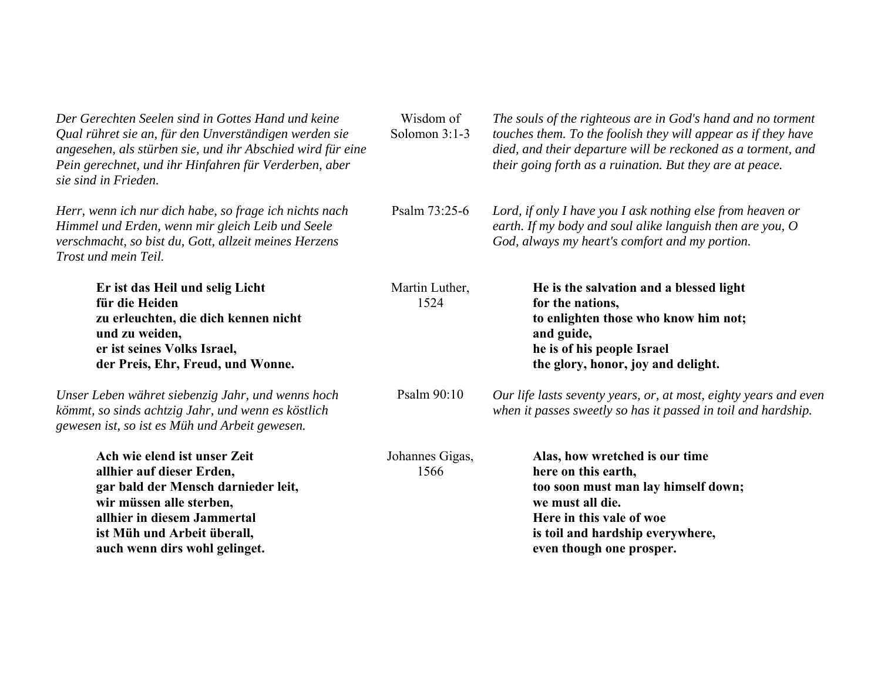| German | Source | English |
|---|---|---|
| *Der Gerechten Seelen sind in Gottes Hand und keine Qual rühret sie an, für den Unverständigen werden sie angesehen, als stürben sie, und ihr Abschied wird für eine Pein gerechnet, und ihr Hinfahren für Verderben, aber sie sind in Frieden.* | Wisdom of Solomon 3:1-3 | *The souls of the righteous are in God's hand and no torment touches them. To the foolish they will appear as if they have died, and their departure will be reckoned as a torment, and their going forth as a ruination. But they are at peace.* |
| *Herr, wenn ich nur dich habe, so frage ich nichts nach Himmel und Erden, wenn mir gleich Leib und Seele verschmacht, so bist du, Gott, allzeit meines Herzens Trost und mein Teil.* | Psalm 73:25-6 | *Lord, if only I have you I ask nothing else from heaven or earth. If my body and soul alike languish then are you, O God, always my heart's comfort and my portion.* |
| **Er ist das Heil und selig Licht<br>für die Heiden<br>zu erleuchten, die dich kennen nicht<br>und zu weiden,<br>er ist seines Volks Israel,<br>der Preis, Ehr, Freud, und Wonne.** | Martin Luther, 1524 | **He is the salvation and a blessed light<br>for the nations,<br>to enlighten those who know him not;<br>and guide,<br>he is of his people Israel<br>the glory, honor, joy and delight.** |
| *Unser Leben währet siebenzig Jahr, und wenns hoch kömmt, so sinds achtzig Jahr, und wenn es köstlich gewesen ist, so ist es Müh und Arbeit gewesen.* | Psalm 90:10 | *Our life lasts seventy years, or, at most, eighty years and even when it passes sweetly so has it passed in toil and hardship.* |
| **Ach wie elend ist unser Zeit<br>allhier auf dieser Erden,<br>gar bald der Mensch darnieder leit,<br>wir müssen alle sterben,<br>allhier in diesem Jammertal<br>ist Müh und Arbeit überall,<br>auch wenn dirs wohl gelinget.** | Johannes Gigas, 1566 | **Alas, how wretched is our time<br>here on this earth,<br>too soon must man lay himself down;<br>we must all die.<br>Here in this vale of woe<br>is toil and hardship everywhere,<br>even though one prosper.** |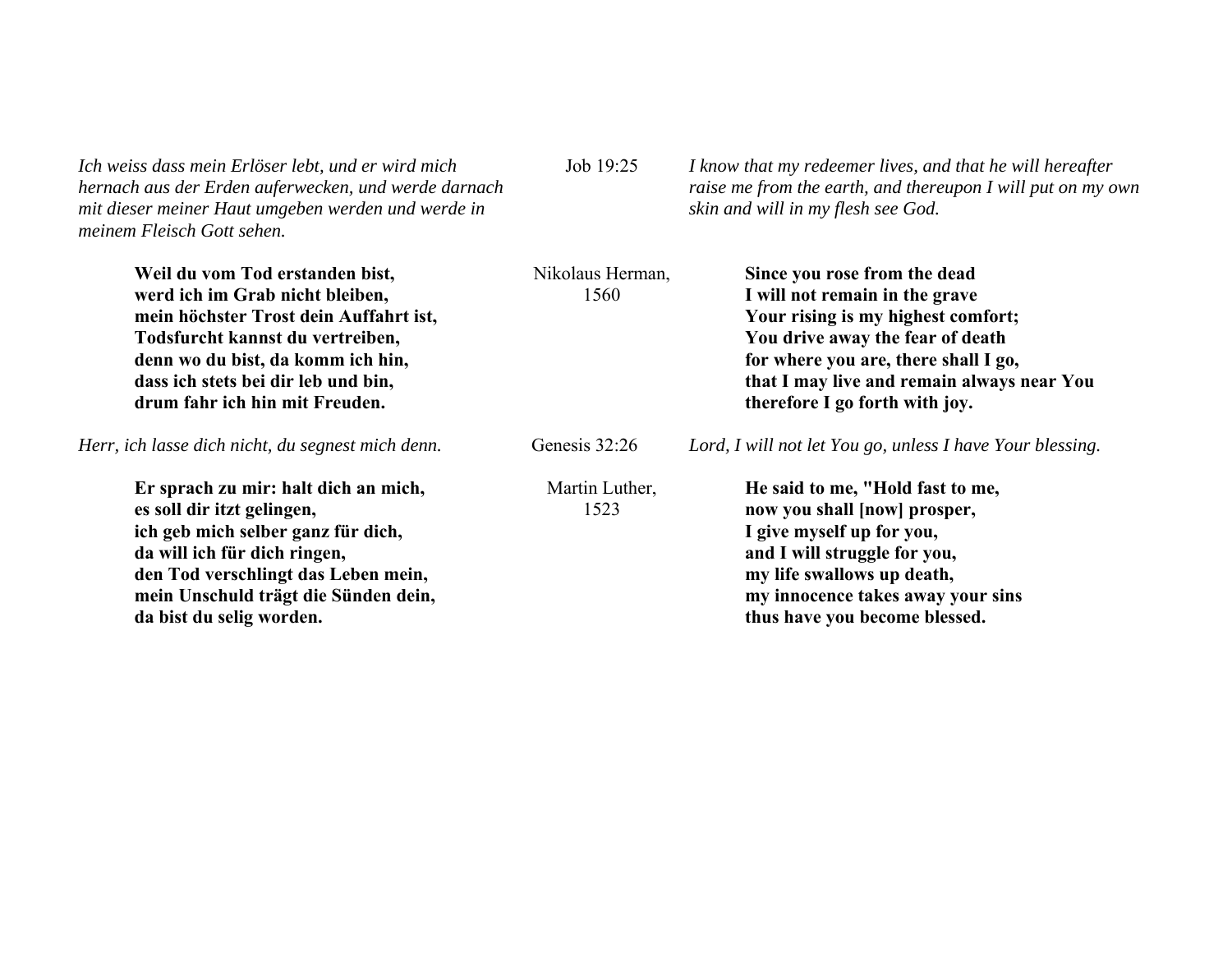| | | |
|---|---|---|
| *Ich weiss dass mein Erlöser lebt, und er wird mich hernach aus der Erden auferwecken, und werde darnach mit dieser meiner Haut umgeben werden und werde in meinem Fleisch Gott sehen.* | Job 19:25 | *I know that my redeemer lives, and that he will hereafter raise me from the earth, and thereupon I will put on my own skin and will in my flesh see God.* |
| **Weil du vom Tod erstanden bist,**<br>**werd ich im Grab nicht bleiben,**<br>**mein höchster Trost dein Auffahrt ist,**<br>**Todsfurcht kannst du vertreiben,**<br>**denn wo du bist, da komm ich hin,**<br>**dass ich stets bei dir leb und bin,**<br>**drum fahr ich hin mit Freuden.** | Nikolaus Herman, 1560 | **Since you rose from the dead**<br>**I will not remain in the grave**<br>**Your rising is my highest comfort;**<br>**You drive away the fear of death**<br>**for where you are, there shall I go,**<br>**that I may live and remain always near You**<br>**therefore I go forth with joy.** |
| *Herr, ich lasse dich nicht, du segnest mich denn.* | Genesis 32:26 | *Lord, I will not let You go, unless I have Your blessing.* |
| **Er sprach zu mir: halt dich an mich,**<br>**es soll dir itzt gelingen,**<br>**ich geb mich selber ganz für dich,**<br>**da will ich für dich ringen,**<br>**den Tod verschlingt das Leben mein,**<br>**mein Unschuld trägt die Sünden dein,**<br>**da bist du selig worden.** | Martin Luther, 1523 | **He said to me, "Hold fast to me,**<br>**now you shall [now] prosper,**<br>**I give myself up for you,**<br>**and I will struggle for you,**<br>**my life swallows up death,**<br>**my innocence takes away your sins**<br>**thus have you become blessed.** |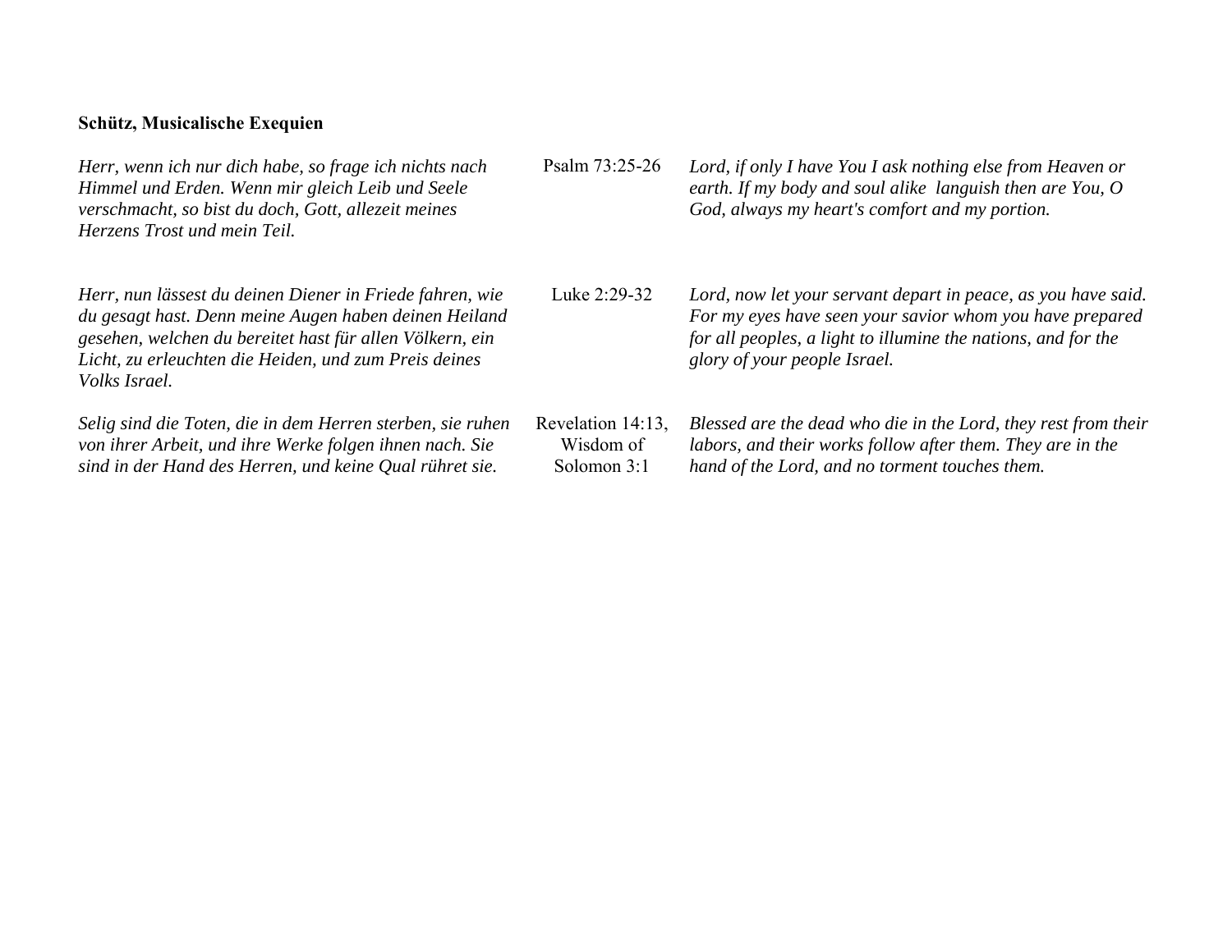**Schütz, Musicalische Exequien**

| | | |
|---|---|---|
| *Herr, wenn ich nur dich habe, so frage ich nichts nach Himmel und Erden. Wenn mir gleich Leib und Seele verschmacht, so bist du doch, Gott, allezeit meines Herzens Trost und mein Teil.* | Psalm 73:25-26 | *Lord, if only I have You I ask nothing else from Heaven or earth. If my body and soul alike languish then are You, O God, always my heart's comfort and my portion.* |
| *Herr, nun lässest du deinen Diener in Friede fahren, wie du gesagt hast. Denn meine Augen haben deinen Heiland gesehen, welchen du bereitet hast für allen Völkern, ein Licht, zu erleuchten die Heiden, und zum Preis deines Volks Israel.* | Luke 2:29-32 | *Lord, now let your servant depart in peace, as you have said. For my eyes have seen your savior whom you have prepared for all peoples, a light to illumine the nations, and for the glory of your people Israel.* |
| *Selig sind die Toten, die in dem Herren sterben, sie ruhen von ihrer Arbeit, und ihre Werke folgen ihnen nach. Sie sind in der Hand des Herren, und keine Qual rühret sie.* | Revelation 14:13, Wisdom of Solomon 3:1 | *Blessed are the dead who die in the Lord, they rest from their labors, and their works follow after them. They are in the hand of the Lord, and no torment touches them.* |